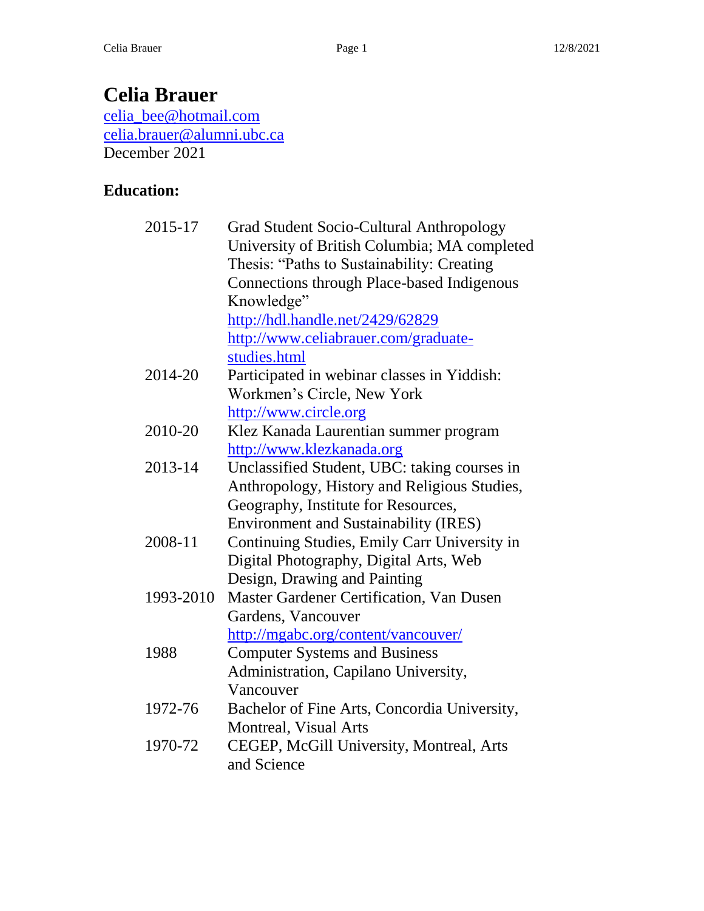# Celia Brauer

celia_bee@hotmail.com
celia.brauer@alumni.ubc.ca
December 2021

## Education:

| | |
|---|---|
| 2015-17 | Grad Student Socio-Cultural Anthropology University of British Columbia; MA completed Thesis: "Paths to Sustainability: Creating Connections through Place-based Indigenous Knowledge" http://hdl.handle.net/2429/62829 http://www.celiabrauer.com/graduate-studies.html |
| 2014-20 | Participated in webinar classes in Yiddish: Workmen's Circle, New York http://www.circle.org |
| 2010-20 | Klez Kanada Laurentian summer program http://www.klezkanada.org |
| 2013-14 | Unclassified Student, UBC: taking courses in Anthropology, History and Religious Studies, Geography, Institute for Resources, Environment and Sustainability (IRES) |
| 2008-11 | Continuing Studies, Emily Carr University in Digital Photography, Digital Arts, Web Design, Drawing and Painting |
| 1993-2010 | Master Gardener Certification, Van Dusen Gardens, Vancouver http://mgabc.org/content/vancouver/ |
| 1988 | Computer Systems and Business Administration, Capilano University, Vancouver |
| 1972-76 | Bachelor of Fine Arts, Concordia University, Montreal, Visual Arts |
| 1970-72 | CEGEP, McGill University, Montreal, Arts and Science |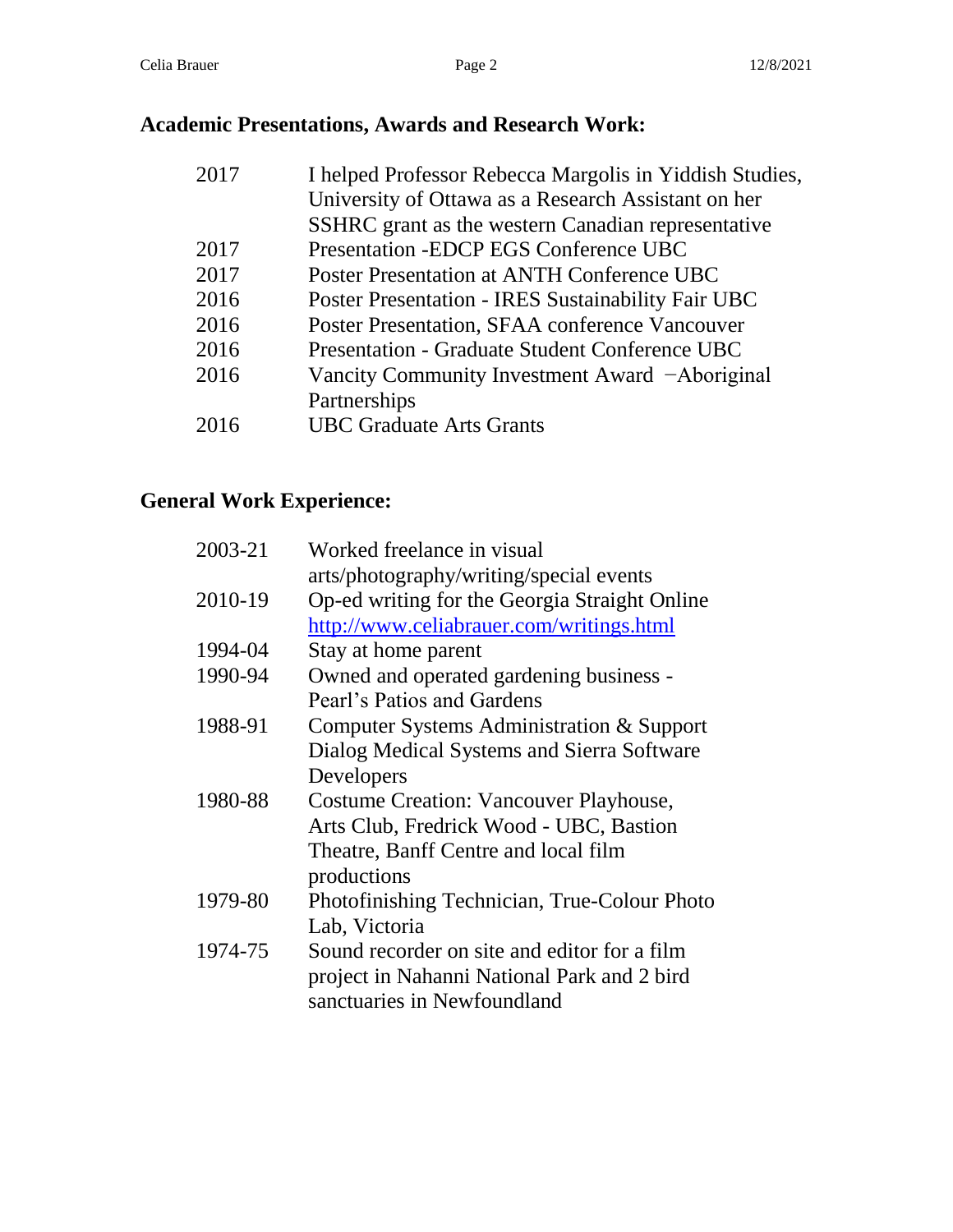## Academic Presentations, Awards and Research Work:

| | |
|---|---|
| 2017 | I helped Professor Rebecca Margolis in Yiddish Studies, University of Ottawa as a Research Assistant on her SSHRC grant as the western Canadian representative |
| 2017 | Presentation -EDCP EGS Conference UBC |
| 2017 | Poster Presentation at ANTH Conference UBC |
| 2016 | Poster Presentation - IRES Sustainability Fair UBC |
| 2016 | Poster Presentation, SFAA conference Vancouver |
| 2016 | Presentation - Graduate Student Conference UBC |
| 2016 | Vancity Community Investment Award −Aboriginal Partnerships |
| 2016 | UBC Graduate Arts Grants |

## General Work Experience:

| | |
|---|---|
| 2003-21 | Worked freelance in visual arts/photography/writing/special events |
| 2010-19 | Op-ed writing for the Georgia Straight Online http://www.celiabrauer.com/writings.html |
| 1994-04 | Stay at home parent |
| 1990-94 | Owned and operated gardening business - Pearl's Patios and Gardens |
| 1988-91 | Computer Systems Administration & Support Dialog Medical Systems and Sierra Software Developers |
| 1980-88 | Costume Creation: Vancouver Playhouse, Arts Club, Fredrick Wood - UBC, Bastion Theatre, Banff Centre and local film productions |
| 1979-80 | Photofinishing Technician, True-Colour Photo Lab, Victoria |
| 1974-75 | Sound recorder on site and editor for a film project in Nahanni National Park and 2 bird sanctuaries in Newfoundland |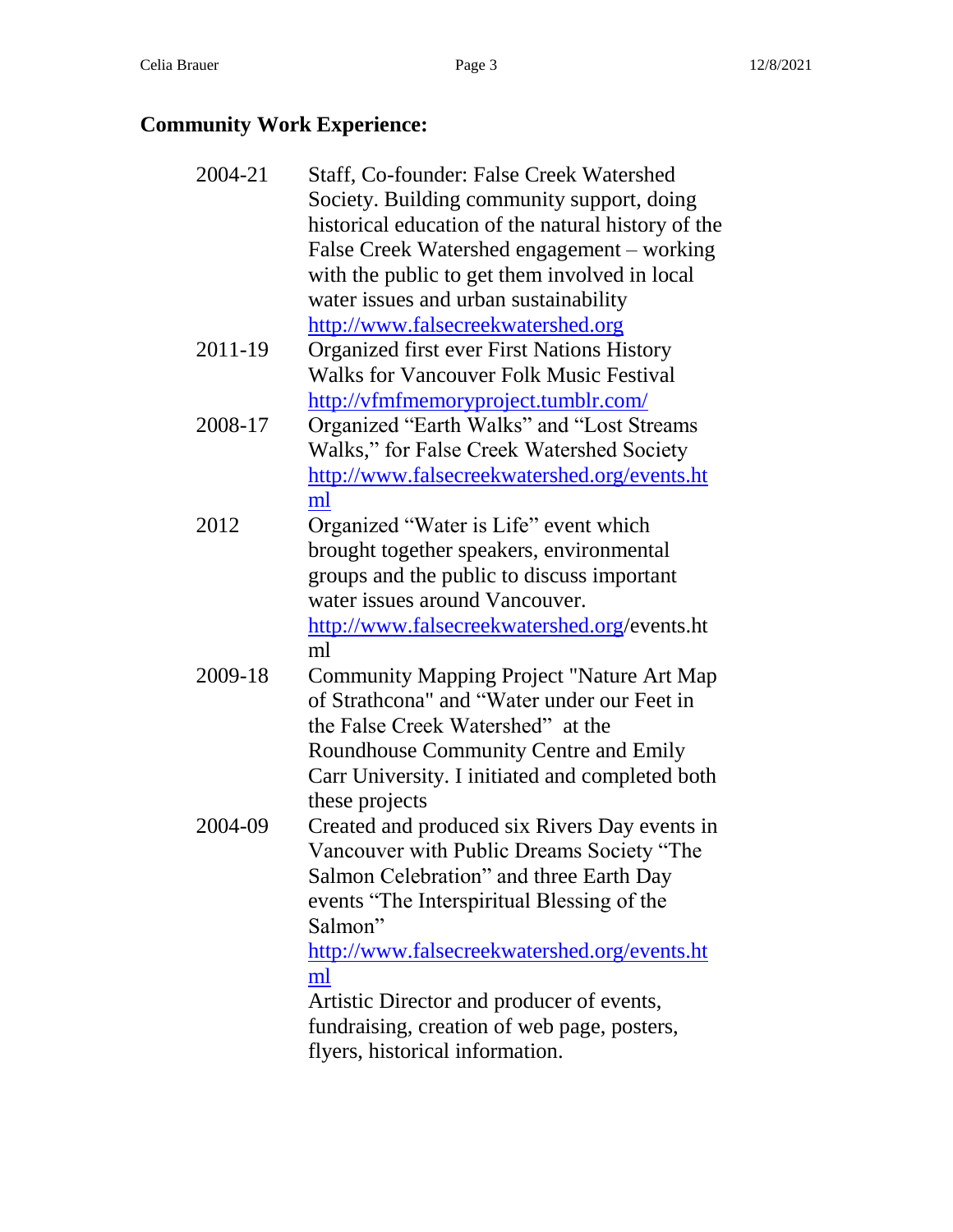## Community Work Experience:

| | |
|---|---|
| 2004-21 | Staff, Co-founder: False Creek Watershed Society. Building community support, doing historical education of the natural history of the False Creek Watershed engagement – working with the public to get them involved in local water issues and urban sustainability http://www.falsecreekwatershed.org |
| 2011-19 | Organized first ever First Nations History Walks for Vancouver Folk Music Festival http://vfmfmemoryproject.tumblr.com/ |
| 2008-17 | Organized "Earth Walks" and "Lost Streams Walks," for False Creek Watershed Society http://www.falsecreekwatershed.org/events.html |
| 2012 | Organized "Water is Life" event which brought together speakers, environmental groups and the public to discuss important water issues around Vancouver. http://www.falsecreekwatershed.org/events.html |
| 2009-18 | Community Mapping Project "Nature Art Map of Strathcona" and "Water under our Feet in the False Creek Watershed" at the Roundhouse Community Centre and Emily Carr University. I initiated and completed both these projects |
| 2004-09 | Created and produced six Rivers Day events in Vancouver with Public Dreams Society "The Salmon Celebration" and three Earth Day events "The Interspiritual Blessing of the Salmon" http://www.falsecreekwatershed.org/events.html Artistic Director and producer of events, fundraising, creation of web page, posters, flyers, historical information. |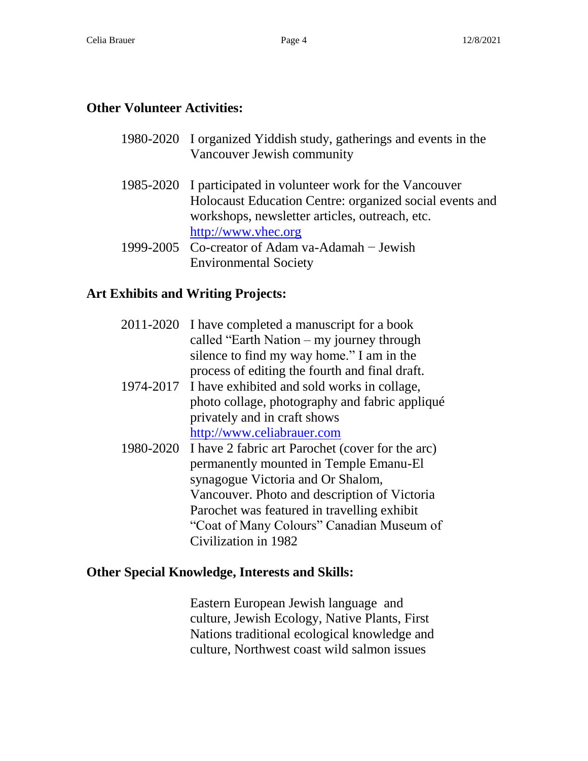## Other Volunteer Activities:

1980-2020 I organized Yiddish study, gatherings and events in the Vancouver Jewish community

1985-2020 I participated in volunteer work for the Vancouver Holocaust Education Centre: organized social events and workshops, newsletter articles, outreach, etc. http://www.vhec.org

1999-2005 Co-creator of Adam va-Adamah − Jewish Environmental Society

## Art Exhibits and Writing Projects:

2011-2020 I have completed a manuscript for a book called "Earth Nation – my journey through silence to find my way home." I am in the process of editing the fourth and final draft.

1974-2017 I have exhibited and sold works in collage, photo collage, photography and fabric appliqué privately and in craft shows http://www.celiabrauer.com

1980-2020 I have 2 fabric art Parochet (cover for the arc) permanently mounted in Temple Emanu-El synagogue Victoria and Or Shalom, Vancouver. Photo and description of Victoria Parochet was featured in travelling exhibit "Coat of Many Colours" Canadian Museum of Civilization in 1982

## Other Special Knowledge, Interests and Skills:

Eastern European Jewish language and culture, Jewish Ecology, Native Plants, First Nations traditional ecological knowledge and culture, Northwest coast wild salmon issues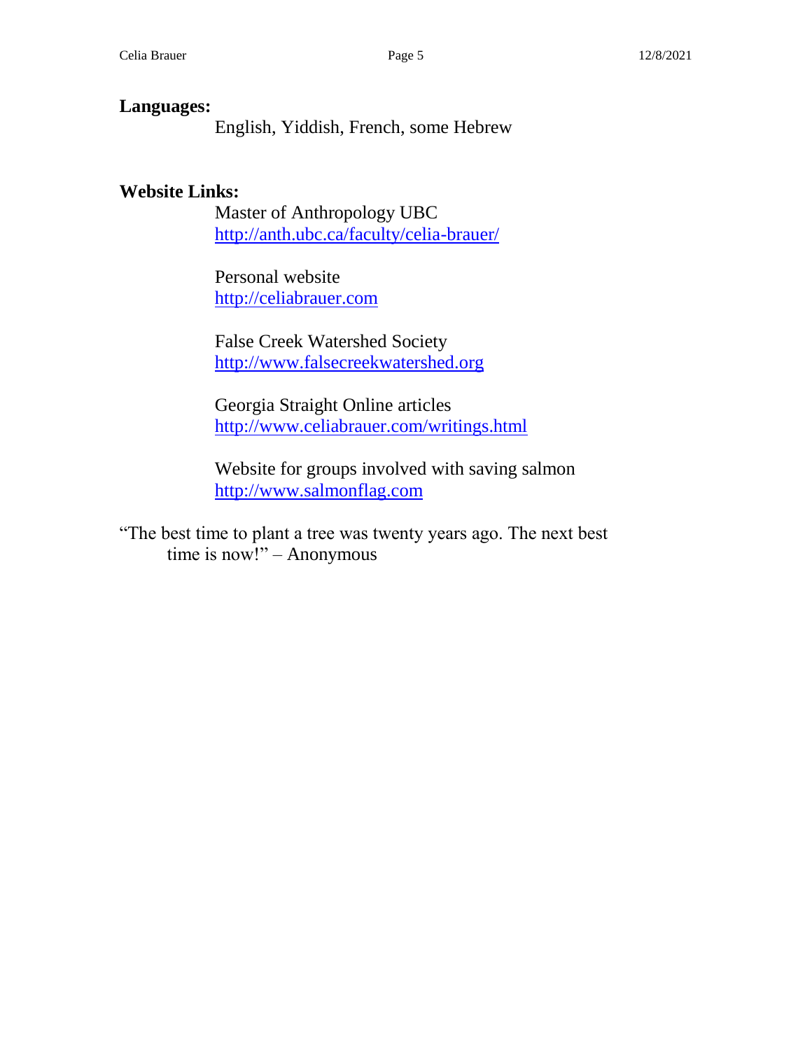**Languages:**

English, Yiddish, French, some Hebrew

**Website Links:**

Master of Anthropology UBC
http://anth.ubc.ca/faculty/celia-brauer/

Personal website
http://celiabrauer.com

False Creek Watershed Society
http://www.falsecreekwatershed.org

Georgia Straight Online articles
http://www.celiabrauer.com/writings.html

Website for groups involved with saving salmon
http://www.salmonflag.com

"The best time to plant a tree was twenty years ago. The next best time is now!" – Anonymous